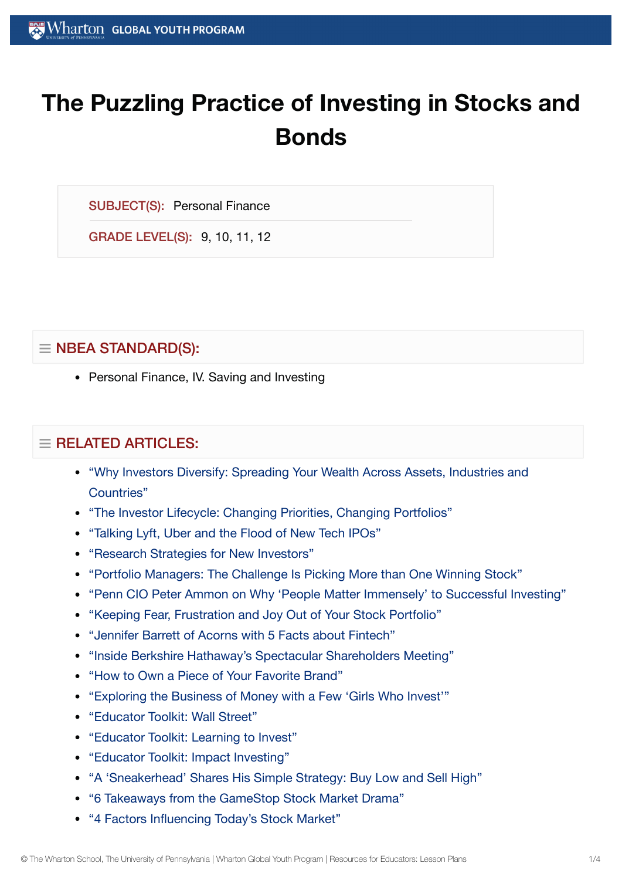# The Puzzling Practice of Investing in Stocks and Bonds

**SUBJECT(S):** Personal Finance

**GRADE LEVEL(S):** 9, 10, 11, 12

## NBEA STANDARD(S):

- Personal Finance, IV. Saving and Investing

## RELATED ARTICLES:

- "Why Investors Diversify: Spreading Your Wealth Across Assets, Industries and Countries"
- "The Investor Lifecycle: Changing Priorities, Changing Portfolios"
- "Talking Lyft, Uber and the Flood of New Tech IPOs"
- "Research Strategies for New Investors"
- "Portfolio Managers: The Challenge Is Picking More than One Winning Stock"
- "Penn CIO Peter Ammon on Why 'People Matter Immensely' to Successful Investing"
- "Keeping Fear, Frustration and Joy Out of Your Stock Portfolio"
- "Jennifer Barrett of Acorns with 5 Facts about Fintech"
- "Inside Berkshire Hathaway's Spectacular Shareholders Meeting"
- "How to Own a Piece of Your Favorite Brand"
- "Exploring the Business of Money with a Few 'Girls Who Invest'"
- "Educator Toolkit: Wall Street"
- "Educator Toolkit: Learning to Invest"
- "Educator Toolkit: Impact Investing"
- "A 'Sneakerhead' Shares His Simple Strategy: Buy Low and Sell High"
- "6 Takeaways from the GameStop Stock Market Drama"
- "4 Factors Influencing Today's Stock Market"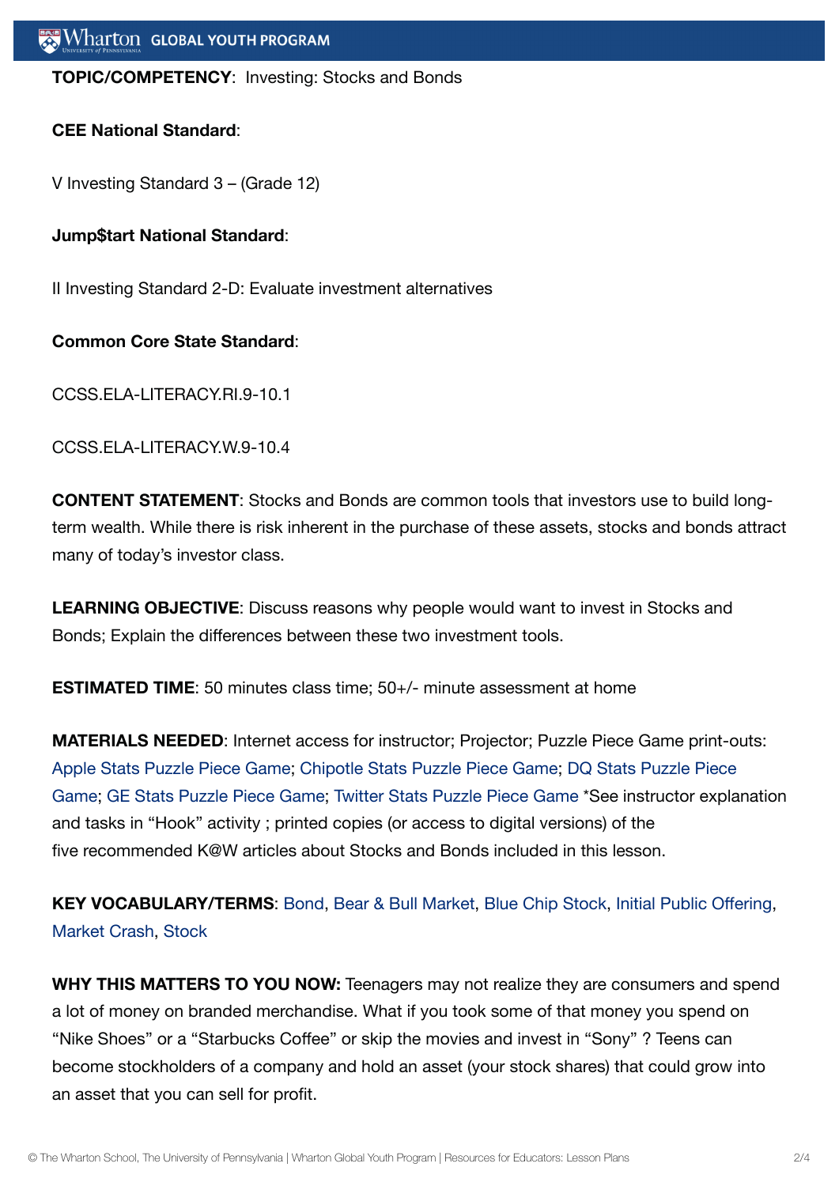**TOPIC/COMPETENCY**: Investing: Stocks and Bonds

**CEE National Standard**:

V Investing Standard 3 – (Grade 12)

**Jump$tart National Standard**:

II Investing Standard 2-D: Evaluate investment alternatives

**Common Core State Standard**:

CCSS.ELA-LITERACY.RI.9-10.1

CCSS.ELA-LITERACY.W.9-10.4

**CONTENT STATEMENT**: Stocks and Bonds are common tools that investors use to build long-term wealth. While there is risk inherent in the purchase of these assets, stocks and bonds attract many of today's investor class.

**LEARNING OBJECTIVE**: Discuss reasons why people would want to invest in Stocks and Bonds; Explain the differences between these two investment tools.

**ESTIMATED TIME**: 50 minutes class time; 50+/- minute assessment at home

**MATERIALS NEEDED**: Internet access for instructor; Projector; Puzzle Piece Game print-outs: Apple Stats Puzzle Piece Game; Chipotle Stats Puzzle Piece Game; DQ Stats Puzzle Piece Game; GE Stats Puzzle Piece Game; Twitter Stats Puzzle Piece Game *See instructor explanation and tasks in "Hook" activity ; printed copies (or access to digital versions) of the five recommended K@W articles about Stocks and Bonds included in this lesson.

**KEY VOCABULARY/TERMS**: Bond, Bear & Bull Market, Blue Chip Stock, Initial Public Offering, Market Crash, Stock

**WHY THIS MATTERS TO YOU NOW:** Teenagers may not realize they are consumers and spend a lot of money on branded merchandise. What if you took some of that money you spend on "Nike Shoes" or a "Starbucks Coffee" or skip the movies and invest in "Sony" ? Teens can become stockholders of a company and hold an asset (your stock shares) that could grow into an asset that you can sell for profit.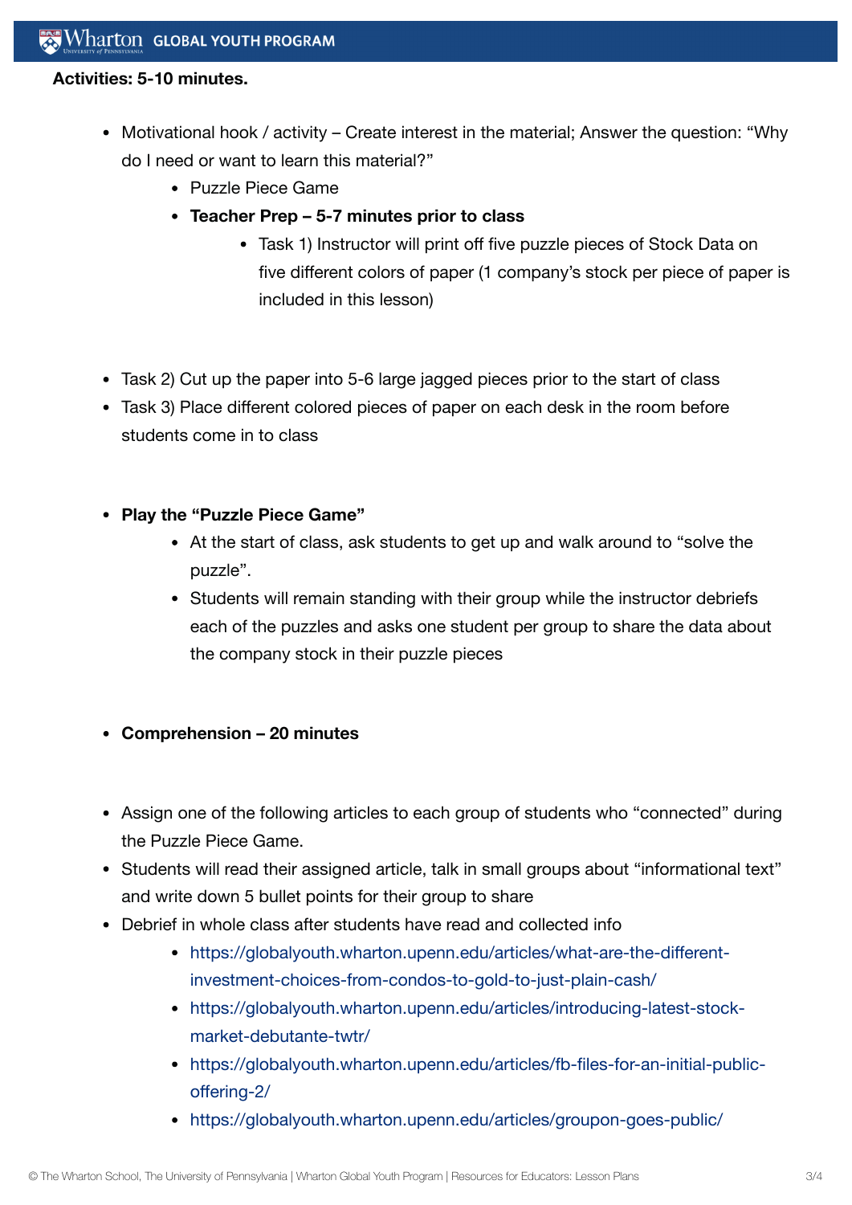**Activities: 5-10 minutes.**

- Motivational hook / activity – Create interest in the material; Answer the question: "Why do I need or want to learn this material?"
  - Puzzle Piece Game
  - **Teacher Prep – 5-7 minutes prior to class**
    - Task 1) Instructor will print off five puzzle pieces of Stock Data on five different colors of paper (1 company's stock per piece of paper is included in this lesson)

- Task 2) Cut up the paper into 5-6 large jagged pieces prior to the start of class
- Task 3) Place different colored pieces of paper on each desk in the room before students come in to class

- **Play the "Puzzle Piece Game"**
  - At the start of class, ask students to get up and walk around to "solve the puzzle".
  - Students will remain standing with their group while the instructor debriefs each of the puzzles and asks one student per group to share the data about the company stock in their puzzle pieces

- **Comprehension – 20 minutes**

- Assign one of the following articles to each group of students who "connected" during the Puzzle Piece Game.
- Students will read their assigned article, talk in small groups about "informational text" and write down 5 bullet points for their group to share
- Debrief in whole class after students have read and collected info
  - https://globalyouth.wharton.upenn.edu/articles/what-are-the-different-investment-choices-from-condos-to-gold-to-just-plain-cash/
  - https://globalyouth.wharton.upenn.edu/articles/introducing-latest-stock-market-debutante-twtr/
  - https://globalyouth.wharton.upenn.edu/articles/fb-files-for-an-initial-public-offering-2/
  - https://globalyouth.wharton.upenn.edu/articles/groupon-goes-public/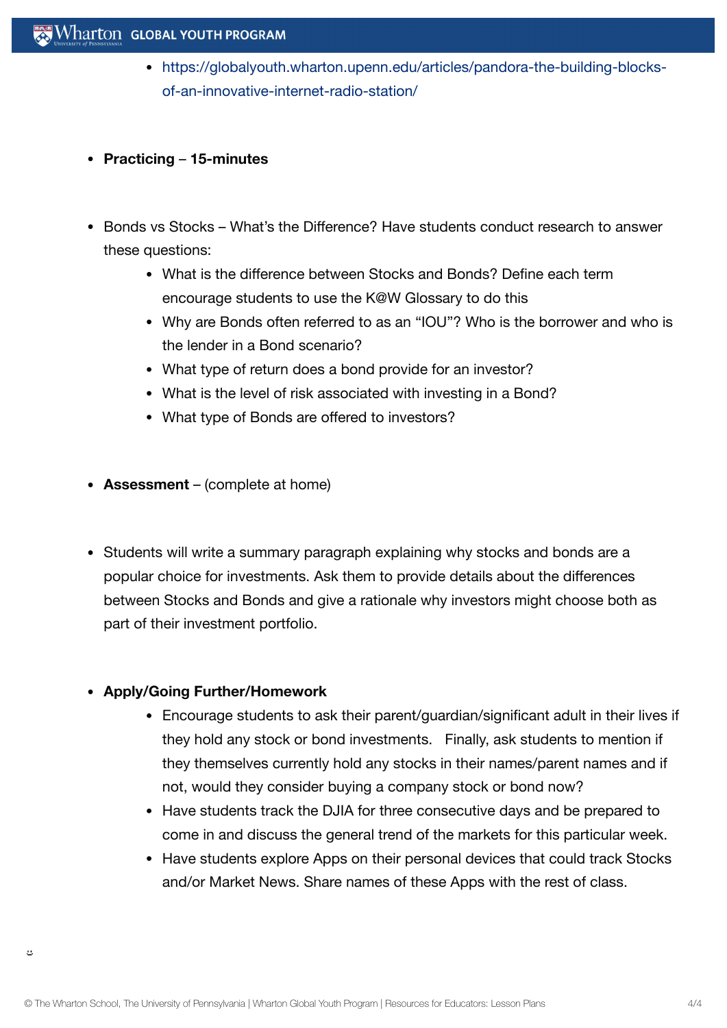- https://globalyouth.wharton.upenn.edu/articles/pandora-the-building-blocks-of-an-innovative-internet-radio-station/

- **Practicing** – **15-minutes**

- Bonds vs Stocks – What's the Difference? Have students conduct research to answer these questions:
    - What is the difference between Stocks and Bonds? Define each term encourage students to use the K@W Glossary to do this
    - Why are Bonds often referred to as an "IOU"? Who is the borrower and who is the lender in a Bond scenario?
    - What type of return does a bond provide for an investor?
    - What is the level of risk associated with investing in a Bond?
    - What type of Bonds are offered to investors?

- **Assessment** – (complete at home)

- Students will write a summary paragraph explaining why stocks and bonds are a popular choice for investments. Ask them to provide details about the differences between Stocks and Bonds and give a rationale why investors might choose both as part of their investment portfolio.

- **Apply/Going Further/Homework**
    - Encourage students to ask their parent/guardian/significant adult in their lives if they hold any stock or bond investments. Finally, ask students to mention if they themselves currently hold any stocks in their names/parent names and if not, would they consider buying a company stock or bond now?
    - Have students track the DJIA for three consecutive days and be prepared to come in and discuss the general trend of the markets for this particular week.
    - Have students explore Apps on their personal devices that could track Stocks and/or Market News. Share names of these Apps with the rest of class.